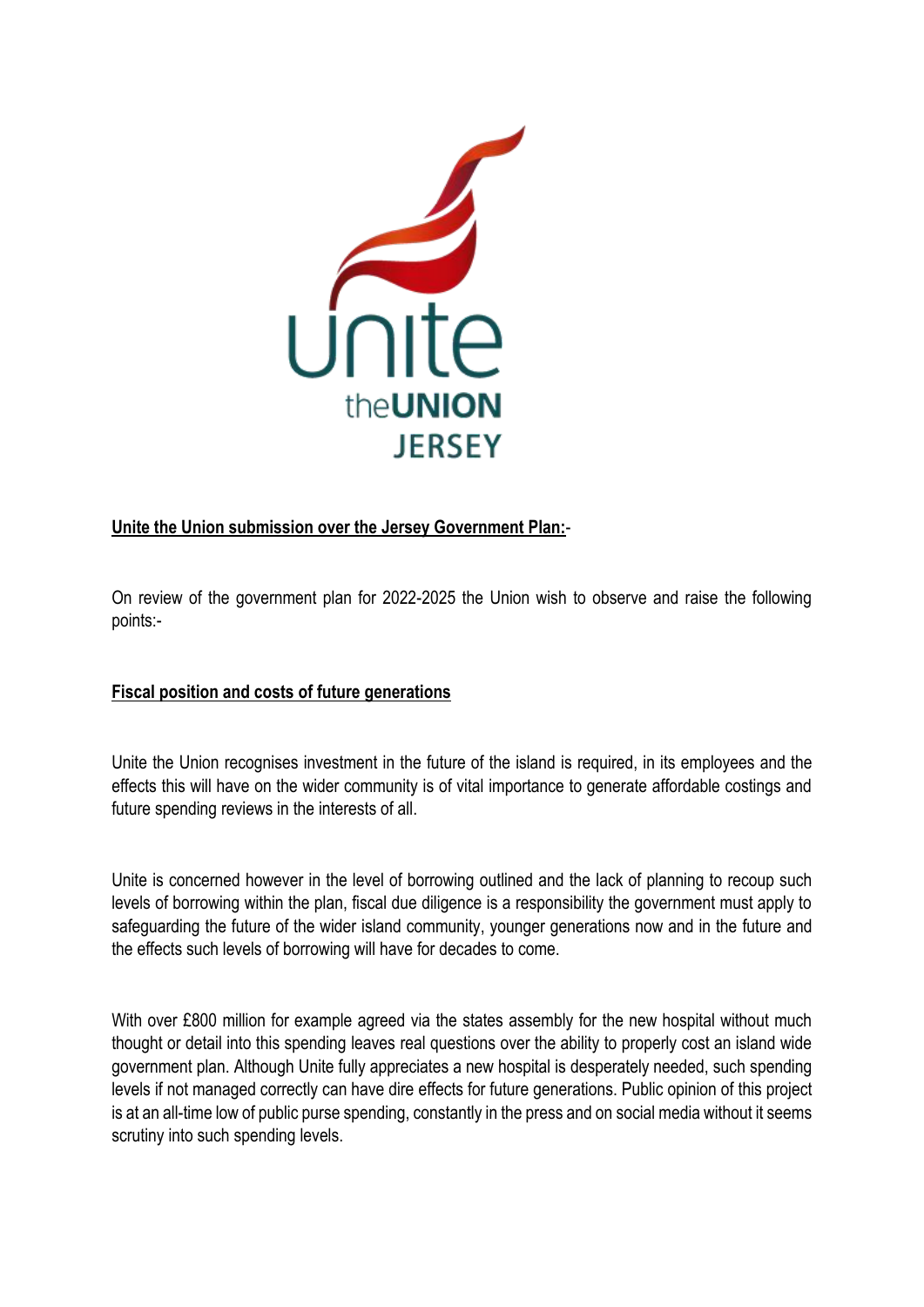**Unite the Union submission over the Jersey Government Plan:-**

On review of the government plan for 2022-2025 the Union wish to observe and raise the following points:-

**Fiscal position and costs of future generations**

Unite the Union recognises investment in the future of the island is required, in its employees and the effects this will have on the wider community is of vital importance to generate affordable costings and future spending reviews in the interests of all.

Unite is concerned however in the level of borrowing outlined and the lack of planning to recoup such levels of borrowing within the plan, fiscal due diligence is a responsibility the government must apply to safeguarding the future of the wider island community, younger generations now and in the future and the effects such levels of borrowing will have for decades to come.

With over £800 million for example agreed via the states assembly for the new hospital without much thought or detail into this spending leaves real questions over the ability to properly cost an island wide government plan. Although Unite fully appreciates a new hospital is desperately needed, such spending levels if not managed correctly can have dire effects for future generations. Public opinion of this project is at an all-time low of public purse spending, constantly in the press and on social media without it seems scrutiny into such spending levels.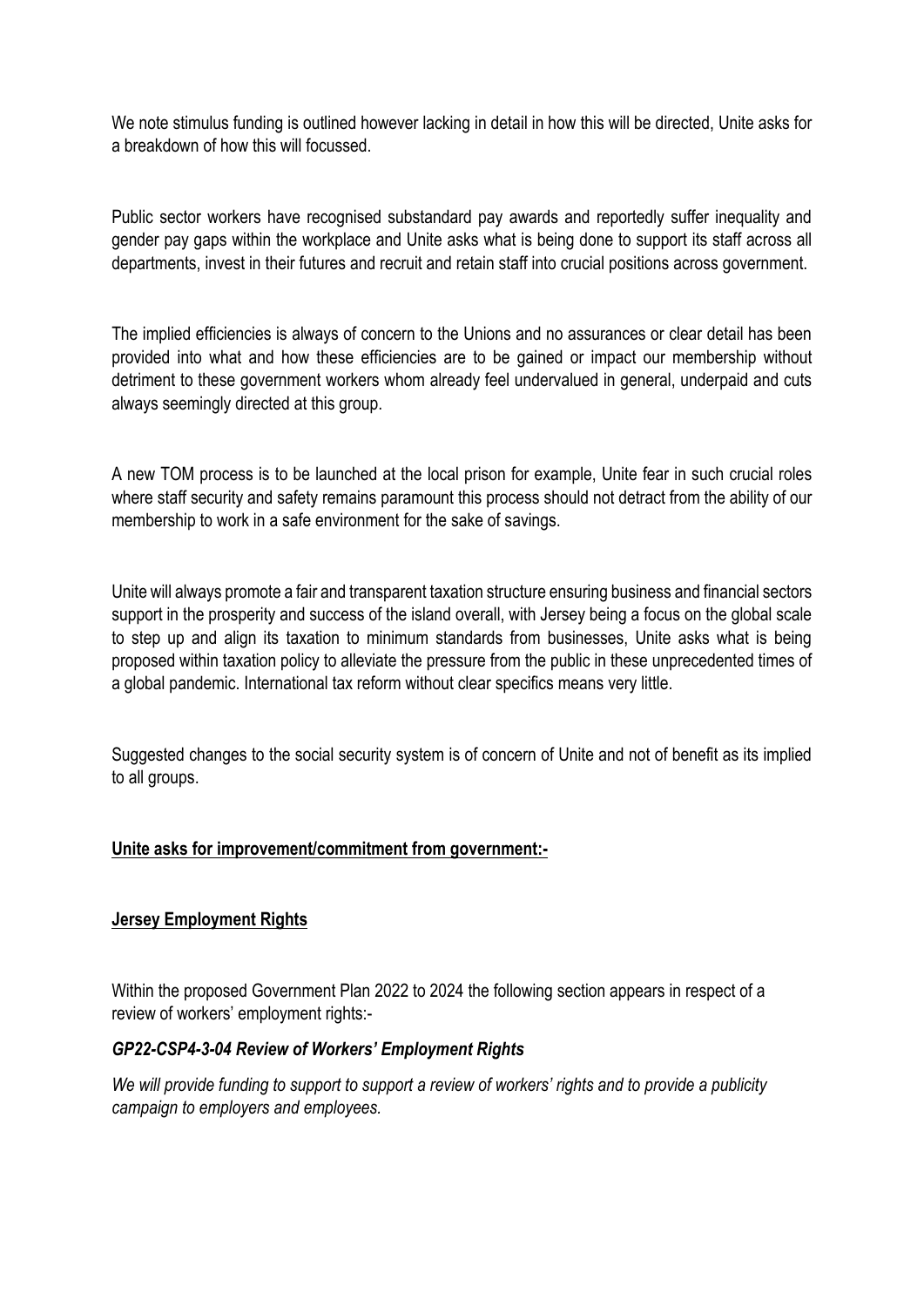We note stimulus funding is outlined however lacking in detail in how this will be directed, Unite asks for a breakdown of how this will focussed.

Public sector workers have recognised substandard pay awards and reportedly suffer inequality and gender pay gaps within the workplace and Unite asks what is being done to support its staff across all departments, invest in their futures and recruit and retain staff into crucial positions across government.

The implied efficiencies is always of concern to the Unions and no assurances or clear detail has been provided into what and how these efficiencies are to be gained or impact our membership without detriment to these government workers whom already feel undervalued in general, underpaid and cuts always seemingly directed at this group.

A new TOM process is to be launched at the local prison for example, Unite fear in such crucial roles where staff security and safety remains paramount this process should not detract from the ability of our membership to work in a safe environment for the sake of savings.

Unite will always promote a fair and transparent taxation structure ensuring business and financial sectors support in the prosperity and success of the island overall, with Jersey being a focus on the global scale to step up and align its taxation to minimum standards from businesses, Unite asks what is being proposed within taxation policy to alleviate the pressure from the public in these unprecedented times of a global pandemic. International tax reform without clear specifics means very little.

Suggested changes to the social security system is of concern of Unite and not of benefit as its implied to all groups.

**Unite asks for improvement/commitment from government:-**

**Jersey Employment Rights**

Within the proposed Government Plan 2022 to 2024 the following section appears in respect of a review of workers' employment rights:-

***GP22-CSP4-3-04 Review of Workers' Employment Rights***

*We will provide funding to support to support a review of workers' rights and to provide a publicity campaign to employers and employees.*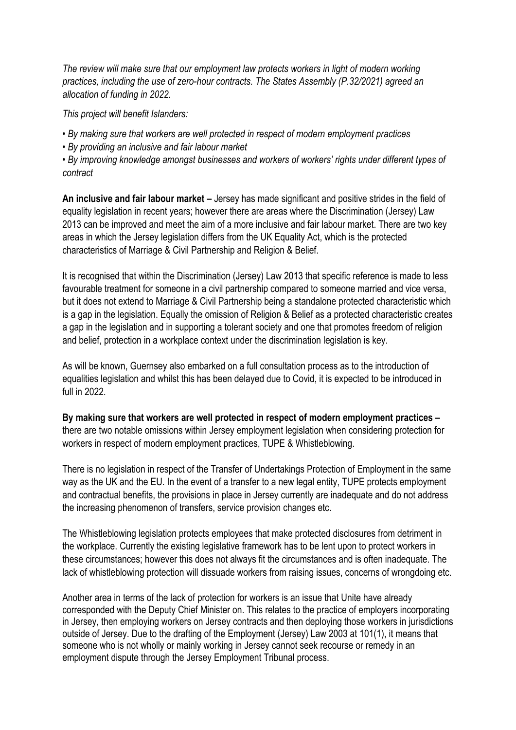*The review will make sure that our employment law protects workers in light of modern working practices, including the use of zero-hour contracts. The States Assembly (P.32/2021) agreed an allocation of funding in 2022.*

*This project will benefit Islanders:*

- *By making sure that workers are well protected in respect of modern employment practices*
- *By providing an inclusive and fair labour market*
- *By improving knowledge amongst businesses and workers of workers' rights under different types of contract*

**An inclusive and fair labour market –** Jersey has made significant and positive strides in the field of equality legislation in recent years; however there are areas where the Discrimination (Jersey) Law 2013 can be improved and meet the aim of a more inclusive and fair labour market. There are two key areas in which the Jersey legislation differs from the UK Equality Act, which is the protected characteristics of Marriage & Civil Partnership and Religion & Belief.

It is recognised that within the Discrimination (Jersey) Law 2013 that specific reference is made to less favourable treatment for someone in a civil partnership compared to someone married and vice versa, but it does not extend to Marriage & Civil Partnership being a standalone protected characteristic which is a gap in the legislation. Equally the omission of Religion & Belief as a protected characteristic creates a gap in the legislation and in supporting a tolerant society and one that promotes freedom of religion and belief, protection in a workplace context under the discrimination legislation is key.

As will be known, Guernsey also embarked on a full consultation process as to the introduction of equalities legislation and whilst this has been delayed due to Covid, it is expected to be introduced in full in 2022.

**By making sure that workers are well protected in respect of modern employment practices –** there are two notable omissions within Jersey employment legislation when considering protection for workers in respect of modern employment practices, TUPE & Whistleblowing.

There is no legislation in respect of the Transfer of Undertakings Protection of Employment in the same way as the UK and the EU. In the event of a transfer to a new legal entity, TUPE protects employment and contractual benefits, the provisions in place in Jersey currently are inadequate and do not address the increasing phenomenon of transfers, service provision changes etc.

The Whistleblowing legislation protects employees that make protected disclosures from detriment in the workplace. Currently the existing legislative framework has to be lent upon to protect workers in these circumstances; however this does not always fit the circumstances and is often inadequate. The lack of whistleblowing protection will dissuade workers from raising issues, concerns of wrongdoing etc.

Another area in terms of the lack of protection for workers is an issue that Unite have already corresponded with the Deputy Chief Minister on. This relates to the practice of employers incorporating in Jersey, then employing workers on Jersey contracts and then deploying those workers in jurisdictions outside of Jersey. Due to the drafting of the Employment (Jersey) Law 2003 at 101(1), it means that someone who is not wholly or mainly working in Jersey cannot seek recourse or remedy in an employment dispute through the Jersey Employment Tribunal process.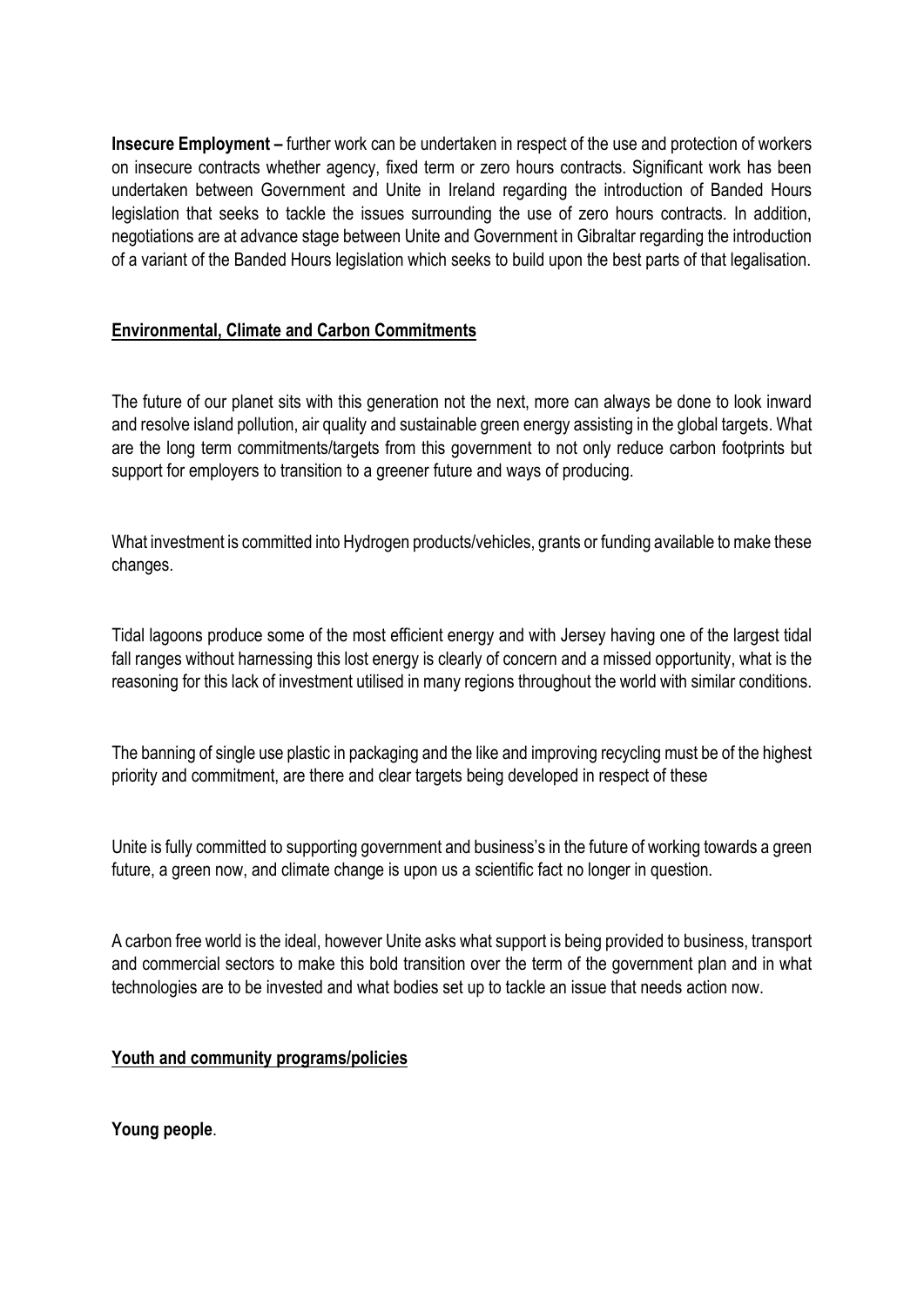**Insecure Employment –** further work can be undertaken in respect of the use and protection of workers on insecure contracts whether agency, fixed term or zero hours contracts. Significant work has been undertaken between Government and Unite in Ireland regarding the introduction of Banded Hours legislation that seeks to tackle the issues surrounding the use of zero hours contracts. In addition, negotiations are at advance stage between Unite and Government in Gibraltar regarding the introduction of a variant of the Banded Hours legislation which seeks to build upon the best parts of that legalisation.

## <u>Environmental, Climate and Carbon Commitments</u>

The future of our planet sits with this generation not the next, more can always be done to look inward and resolve island pollution, air quality and sustainable green energy assisting in the global targets. What are the long term commitments/targets from this government to not only reduce carbon footprints but support for employers to transition to a greener future and ways of producing.

What investment is committed into Hydrogen products/vehicles, grants or funding available to make these changes.

Tidal lagoons produce some of the most efficient energy and with Jersey having one of the largest tidal fall ranges without harnessing this lost energy is clearly of concern and a missed opportunity, what is the reasoning for this lack of investment utilised in many regions throughout the world with similar conditions.

The banning of single use plastic in packaging and the like and improving recycling must be of the highest priority and commitment, are there and clear targets being developed in respect of these

Unite is fully committed to supporting government and business's in the future of working towards a green future, a green now, and climate change is upon us a scientific fact no longer in question.

A carbon free world is the ideal, however Unite asks what support is being provided to business, transport and commercial sectors to make this bold transition over the term of the government plan and in what technologies are to be invested and what bodies set up to tackle an issue that needs action now.

## <u>Youth and community programs/policies</u>

**Young people**.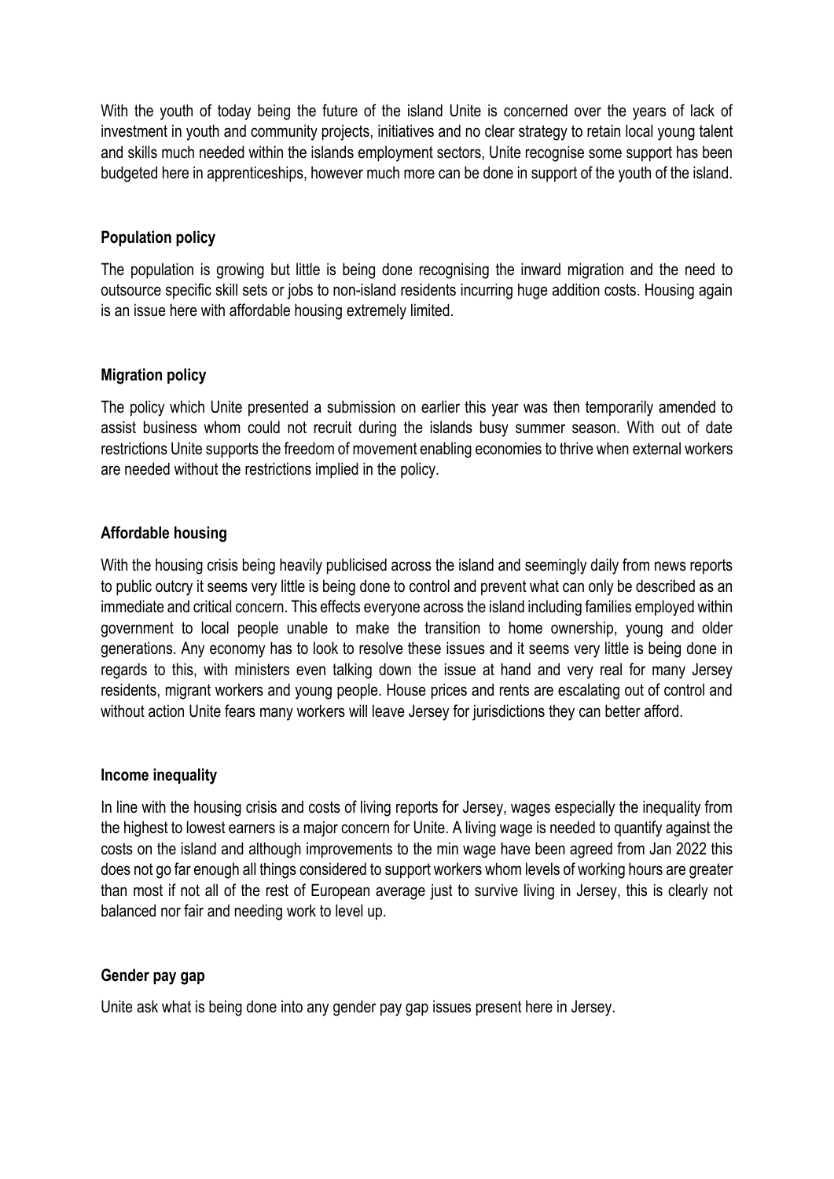With the youth of today being the future of the island Unite is concerned over the years of lack of investment in youth and community projects, initiatives and no clear strategy to retain local young talent and skills much needed within the islands employment sectors, Unite recognise some support has been budgeted here in apprenticeships, however much more can be done in support of the youth of the island.

**Population policy**

The population is growing but little is being done recognising the inward migration and the need to outsource specific skill sets or jobs to non-island residents incurring huge addition costs. Housing again is an issue here with affordable housing extremely limited.

**Migration policy**

The policy which Unite presented a submission on earlier this year was then temporarily amended to assist business whom could not recruit during the islands busy summer season. With out of date restrictions Unite supports the freedom of movement enabling economies to thrive when external workers are needed without the restrictions implied in the policy.

**Affordable housing**

With the housing crisis being heavily publicised across the island and seemingly daily from news reports to public outcry it seems very little is being done to control and prevent what can only be described as an immediate and critical concern. This effects everyone across the island including families employed within government to local people unable to make the transition to home ownership, young and older generations. Any economy has to look to resolve these issues and it seems very little is being done in regards to this, with ministers even talking down the issue at hand and very real for many Jersey residents, migrant workers and young people. House prices and rents are escalating out of control and without action Unite fears many workers will leave Jersey for jurisdictions they can better afford.

**Income inequality**

In line with the housing crisis and costs of living reports for Jersey, wages especially the inequality from the highest to lowest earners is a major concern for Unite. A living wage is needed to quantify against the costs on the island and although improvements to the min wage have been agreed from Jan 2022 this does not go far enough all things considered to support workers whom levels of working hours are greater than most if not all of the rest of European average just to survive living in Jersey, this is clearly not balanced nor fair and needing work to level up.

**Gender pay gap**

Unite ask what is being done into any gender pay gap issues present here in Jersey.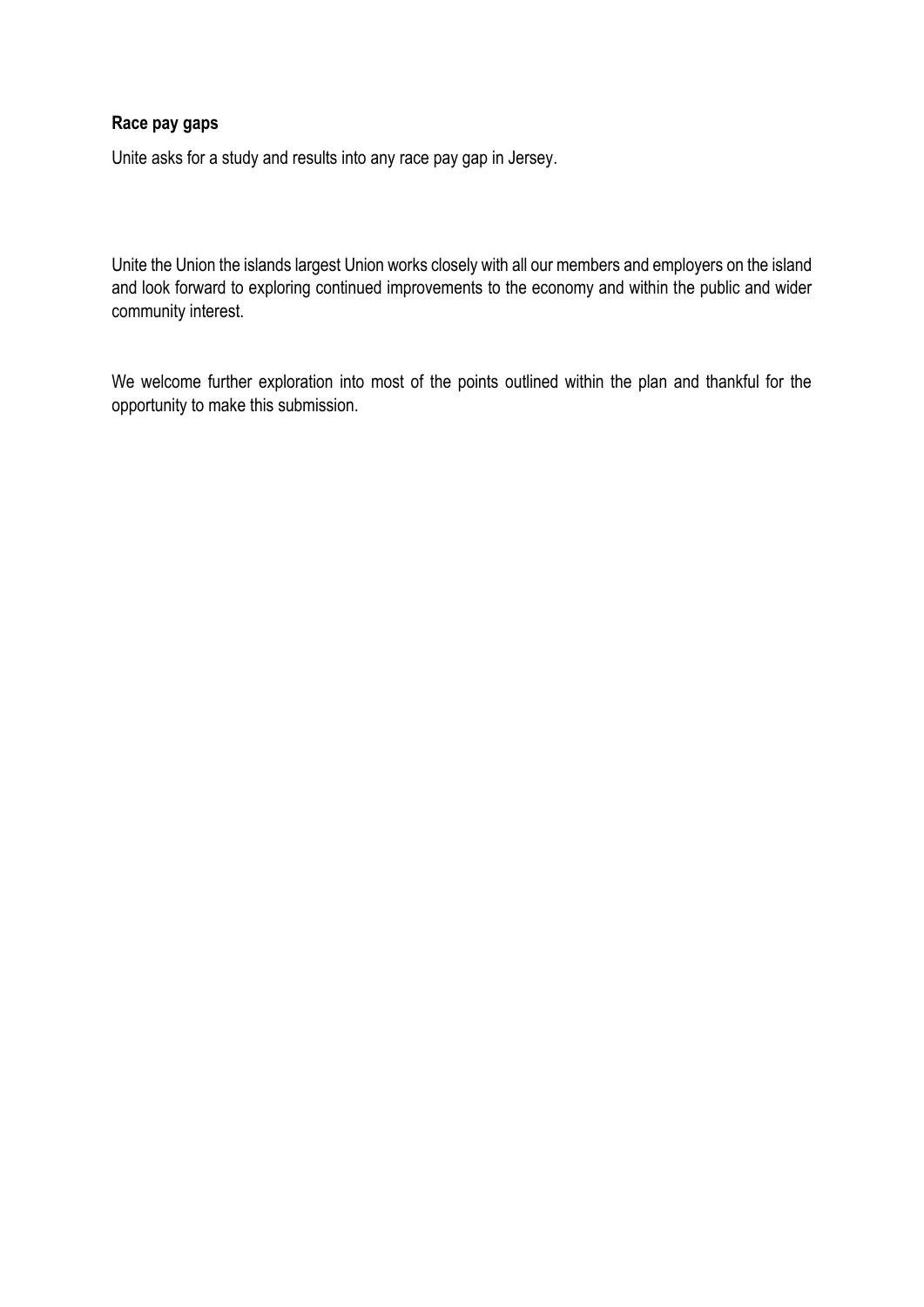**Race pay gaps**

Unite asks for a study and results into any race pay gap in Jersey.

Unite the Union the islands largest Union works closely with all our members and employers on the island and look forward to exploring continued improvements to the economy and within the public and wider community interest.

We welcome further exploration into most of the points outlined within the plan and thankful for the opportunity to make this submission.